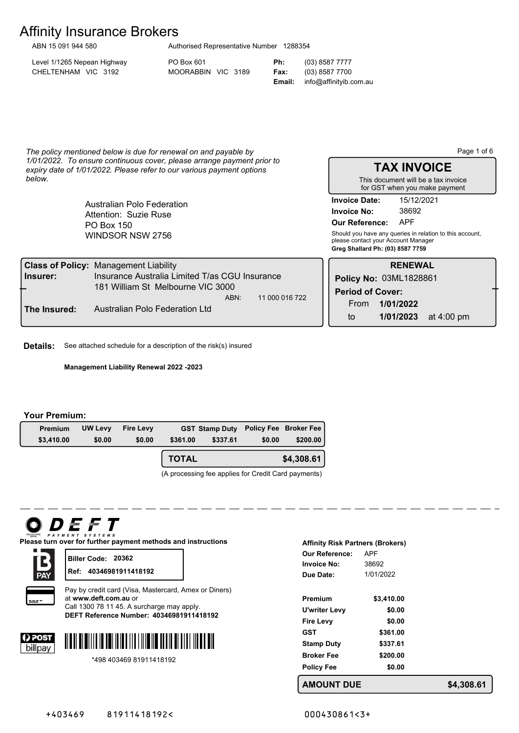# Affinity Insurance Brokers

ABN 15 091 944 580 &nbsp;&nbsp; Authorised Representative Number 1288354

Level 1/1265 Nepean Highway
CHELTENHAM VIC 3192

PO Box 601
MOORABBIN VIC 3189

**Ph:** (03) 8587 7777
**Fax:** (03) 8587 7700
**Email:** info@affinityib.com.au

*The policy mentioned below is due for renewal on and payable by 1/01/2022. To ensure continuous cover, please arrange payment prior to expiry date of 1/01/2022. Please refer to our various payment options below.*

Australian Polo Federation
Attention: Suzie Ruse
PO Box 150
WINDSOR NSW 2756

## TAX INVOICE

This document will be a tax invoice for GST when you make payment

**Invoice Date:** 15/12/2021
**Invoice No:** 38692
**Our Reference:** APF

Should you have any queries in relation to this account, please contact your Account Manager
**Greg Shallard Ph: (03) 8587 7759**

**Class of Policy:** Management Liability
**Insurer:** Insurance Australia Limited T/as CGU Insurance
181 William St Melbourne VIC 3000
ABN: 11 000 016 722
**The Insured:** Australian Polo Federation Ltd

**RENEWAL**
**Policy No:** 03ML1828861
**Period of Cover:**
From **1/01/2022**
to **1/01/2023** at 4:00 pm

**Details:** See attached schedule for a description of the risk(s) insured

**Management Liability Renewal 2022 -2023**

**Your Premium:**

| Premium | UW Levy | Fire Levy | GST | Stamp Duty | Policy Fee | Broker Fee |
|---|---|---|---|---|---|---|
| $3,410.00 | $0.00 | $0.00 | $361.00 | $337.61 | $0.00 | $200.00 |

**TOTAL $4,308.61**

(A processing fee applies for Credit Card payments)

---

DEFT PAYMENT SYSTEMS

**Please turn over for further payment methods and instructions**

BPAY
**Biller Code: 20362**
**Ref: 40346981911418192**

Pay by credit card (Visa, Mastercard, Amex or Diners) at **www.deft.com.au** or
Call 1300 78 11 45. A surcharge may apply.
**DEFT Reference Number: 40346981911418192**

POST billpay
*498 403469 81911418192

**Affinity Risk Partners (Brokers)**

**Our Reference:** APF
**Invoice No:** 38692
**Due Date:** 1/01/2022

| | |
|---|---|
| **Premium** | **$3,410.00** |
| **U'writer Levy** | **$0.00** |
| **Fire Levy** | **$0.00** |
| **GST** | **$361.00** |
| **Stamp Duty** | **$337.61** |
| **Broker Fee** | **$200.00** |
| **Policy Fee** | **$0.00** |

**AMOUNT DUE $4,308.61**

+403469 &nbsp;&nbsp; 81911418192< &nbsp;&nbsp;&nbsp;&nbsp; 000430861<3+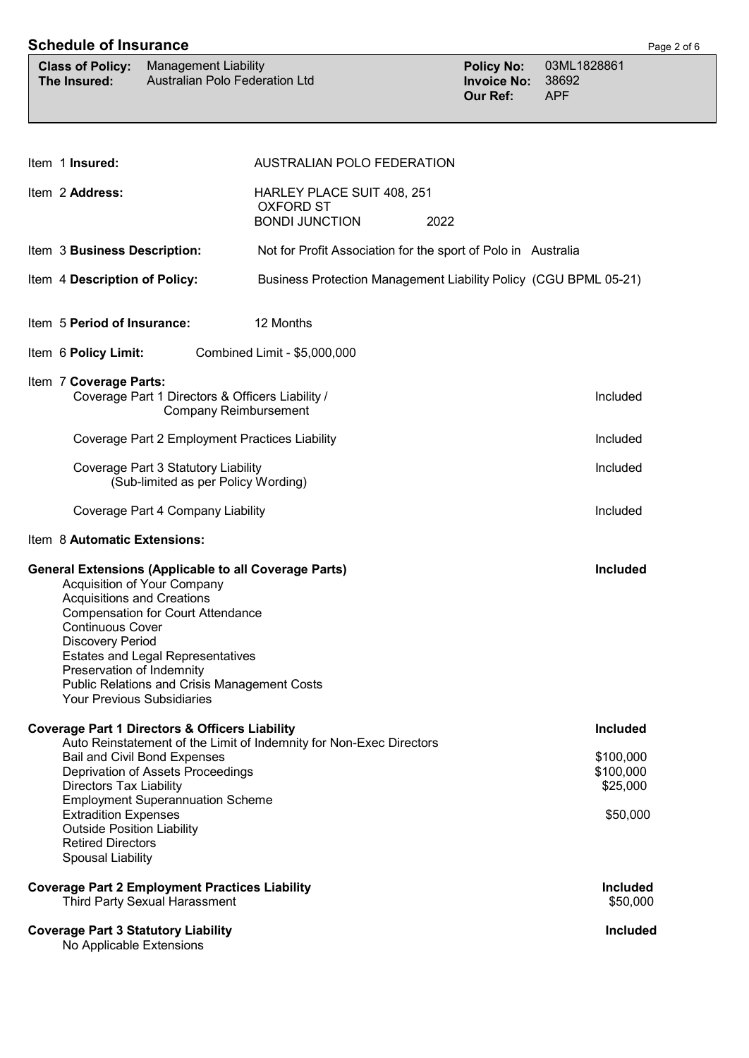## Schedule of Insurance

| | | | |
|---|---|---|---|
| **Class of Policy:** | Management Liability | **Policy No:** | 03ML1828861 |
| **The Insured:** | Australian Polo Federation Ltd | **Invoice No:** | 38692 |
| | | **Our Ref:** | APF |

Item 1 **Insured:** AUSTRALIAN POLO FEDERATION

Item 2 **Address:** HARLEY PLACE SUIT 408, 251 OXFORD ST BONDI JUNCTION 2022

Item 3 **Business Description:** Not for Profit Association for the sport of Polo in Australia

Item 4 **Description of Policy:** Business Protection Management Liability Policy (CGU BPML 05-21)

Item 5 **Period of Insurance:** 12 Months

Item 6 **Policy Limit:** Combined Limit - $5,000,000

Item 7 **Coverage Parts:**

| Coverage Part | |
|---|---|
| Coverage Part 1 Directors & Officers Liability / Company Reimbursement | Included |
| Coverage Part 2 Employment Practices Liability | Included |
| Coverage Part 3 Statutory Liability (Sub-limited as per Policy Wording) | Included |
| Coverage Part 4 Company Liability | Included |

Item 8 **Automatic Extensions:**

| Extension | |
|---|---|
| **General Extensions (Applicable to all Coverage Parts)** | **Included** |
| Acquisition of Your Company | |
| Acquisitions and Creations | |
| Compensation for Court Attendance | |
| Continuous Cover | |
| Discovery Period | |
| Estates and Legal Representatives | |
| Preservation of Indemnity | |
| Public Relations and Crisis Management Costs | |
| Your Previous Subsidiaries | |
| **Coverage Part 1 Directors & Officers Liability** | **Included** |
| Auto Reinstatement of the Limit of Indemnity for Non-Exec Directors | |
| Bail and Civil Bond Expenses | $100,000 |
| Deprivation of Assets Proceedings | $100,000 |
| Directors Tax Liability | $25,000 |
| Employment Superannuation Scheme | |
| Extradition Expenses | $50,000 |
| Outside Position Liability | |
| Retired Directors | |
| Spousal Liability | |
| **Coverage Part 2 Employment Practices Liability** | **Included** |
| Third Party Sexual Harassment | $50,000 |
| **Coverage Part 3 Statutory Liability** | **Included** |
| No Applicable Extensions | |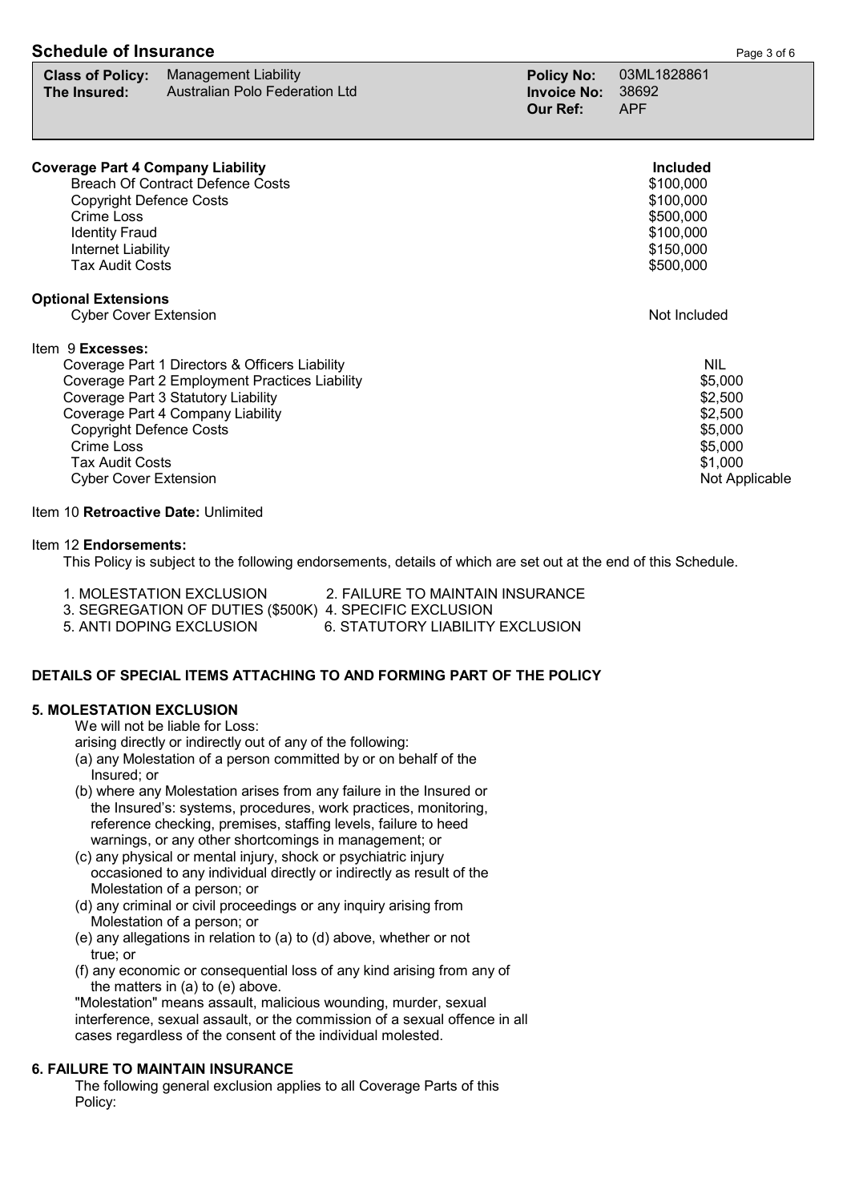## Schedule of Insurance

| | | | |
|---|---|---|---|
| **Class of Policy:** | Management Liability | **Policy No:** | 03ML1828861 |
| **The Insured:** | Australian Polo Federation Ltd | **Invoice No:** | 38692 |
| | | **Our Ref:** | APF |

| | |
|---|---|
| **Coverage Part 4 Company Liability** | **Included** |
| Breach Of Contract Defence Costs | $100,000 |
| Copyright Defence Costs | $100,000 |
| Crime Loss | $500,000 |
| Identity Fraud | $100,000 |
| Internet Liability | $150,000 |
| Tax Audit Costs | $500,000 |
| **Optional Extensions** | |
| Cyber Cover Extension | Not Included |

Item 9 **Excesses:**

| | |
|---|---|
| Coverage Part 1 Directors & Officers Liability | NIL |
| Coverage Part 2 Employment Practices Liability | $5,000 |
| Coverage Part 3 Statutory Liability | $2,500 |
| Coverage Part 4 Company Liability | $2,500 |
| Copyright Defence Costs | $5,000 |
| Crime Loss | $5,000 |
| Tax Audit Costs | $1,000 |
| Cyber Cover Extension | Not Applicable |

Item 10 **Retroactive Date:** Unlimited

Item 12 **Endorsements:**

This Policy is subject to the following endorsements, details of which are set out at the end of this Schedule.

1. MOLESTATION EXCLUSION
2. FAILURE TO MAINTAIN INSURANCE
3. SEGREGATION OF DUTIES ($500K)
4. SPECIFIC EXCLUSION
5. ANTI DOPING EXCLUSION
6. STATUTORY LIABILITY EXCLUSION

### DETAILS OF SPECIAL ITEMS ATTACHING TO AND FORMING PART OF THE POLICY

#### 5. MOLESTATION EXCLUSION

We will not be liable for Loss:

arising directly or indirectly out of any of the following:

(a) any Molestation of a person committed by or on behalf of the Insured; or

(b) where any Molestation arises from any failure in the Insured or the Insured's: systems, procedures, work practices, monitoring, reference checking, premises, staffing levels, failure to heed warnings, or any other shortcomings in management; or

(c) any physical or mental injury, shock or psychiatric injury occasioned to any individual directly or indirectly as result of the Molestation of a person; or

(d) any criminal or civil proceedings or any inquiry arising from Molestation of a person; or

(e) any allegations in relation to (a) to (d) above, whether or not true; or

(f) any economic or consequential loss of any kind arising from any of the matters in (a) to (e) above.

"Molestation" means assault, malicious wounding, murder, sexual interference, sexual assault, or the commission of a sexual offence in all cases regardless of the consent of the individual molested.

#### 6. FAILURE TO MAINTAIN INSURANCE

The following general exclusion applies to all Coverage Parts of this Policy: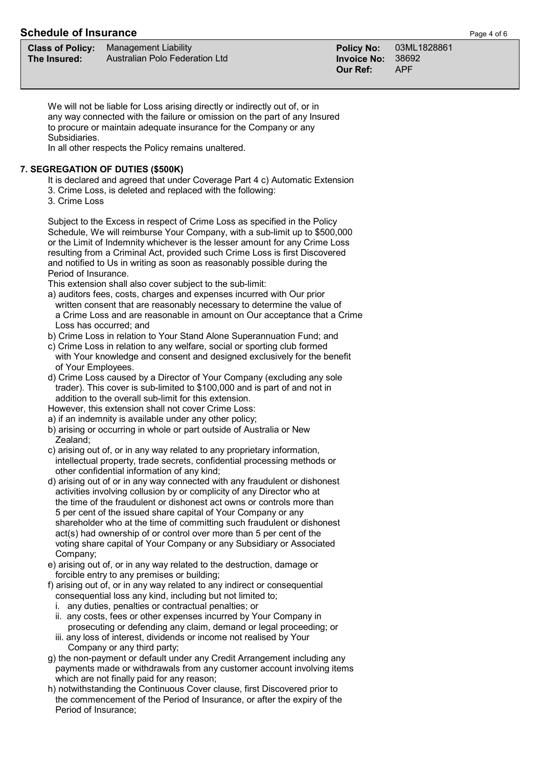We will not be liable for Loss arising directly or indirectly out of, or in any way connected with the failure or omission on the part of any Insured to procure or maintain adequate insurance for the Company or any Subsidiaries.

In all other respects the Policy remains unaltered.

## 7. SEGREGATION OF DUTIES ($500K)

It is declared and agreed that under Coverage Part 4 c) Automatic Extension 3. Crime Loss, is deleted and replaced with the following:

3. Crime Loss

Subject to the Excess in respect of Crime Loss as specified in the Policy Schedule, We will reimburse Your Company, with a sub-limit up to $500,000 or the Limit of Indemnity whichever is the lesser amount for any Crime Loss resulting from a Criminal Act, provided such Crime Loss is first Discovered and notified to Us in writing as soon as reasonably possible during the Period of Insurance.

This extension shall also cover subject to the sub-limit:

a) auditors fees, costs, charges and expenses incurred with Our prior written consent that are reasonably necessary to determine the value of a Crime Loss and are reasonable in amount on Our acceptance that a Crime Loss has occurred; and
b) Crime Loss in relation to Your Stand Alone Superannuation Fund; and
c) Crime Loss in relation to any welfare, social or sporting club formed with Your knowledge and consent and designed exclusively for the benefit of Your Employees.
d) Crime Loss caused by a Director of Your Company (excluding any sole trader). This cover is sub-limited to $100,000 and is part of and not in addition to the overall sub-limit for this extension.

However, this extension shall not cover Crime Loss:

a) if an indemnity is available under any other policy;
b) arising or occurring in whole or part outside of Australia or New Zealand;
c) arising out of, or in any way related to any proprietary information, intellectual property, trade secrets, confidential processing methods or other confidential information of any kind;
d) arising out of or in any way connected with any fraudulent or dishonest activities involving collusion by or complicity of any Director who at the time of the fraudulent or dishonest act owns or controls more than 5 per cent of the issued share capital of Your Company or any shareholder who at the time of committing such fraudulent or dishonest act(s) had ownership of or control over more than 5 per cent of the voting share capital of Your Company or any Subsidiary or Associated Company;
e) arising out of, or in any way related to the destruction, damage or forcible entry to any premises or building;
f) arising out of, or in any way related to any indirect or consequential consequential loss any kind, including but not limited to;
   i. any duties, penalties or contractual penalties; or
   ii. any costs, fees or other expenses incurred by Your Company in prosecuting or defending any claim, demand or legal proceeding; or
   iii. any loss of interest, dividends or income not realised by Your Company or any third party;
g) the non-payment or default under any Credit Arrangement including any payments made or withdrawals from any customer account involving items which are not finally paid for any reason;
h) notwithstanding the Continuous Cover clause, first Discovered prior to the commencement of the Period of Insurance, or after the expiry of the Period of Insurance;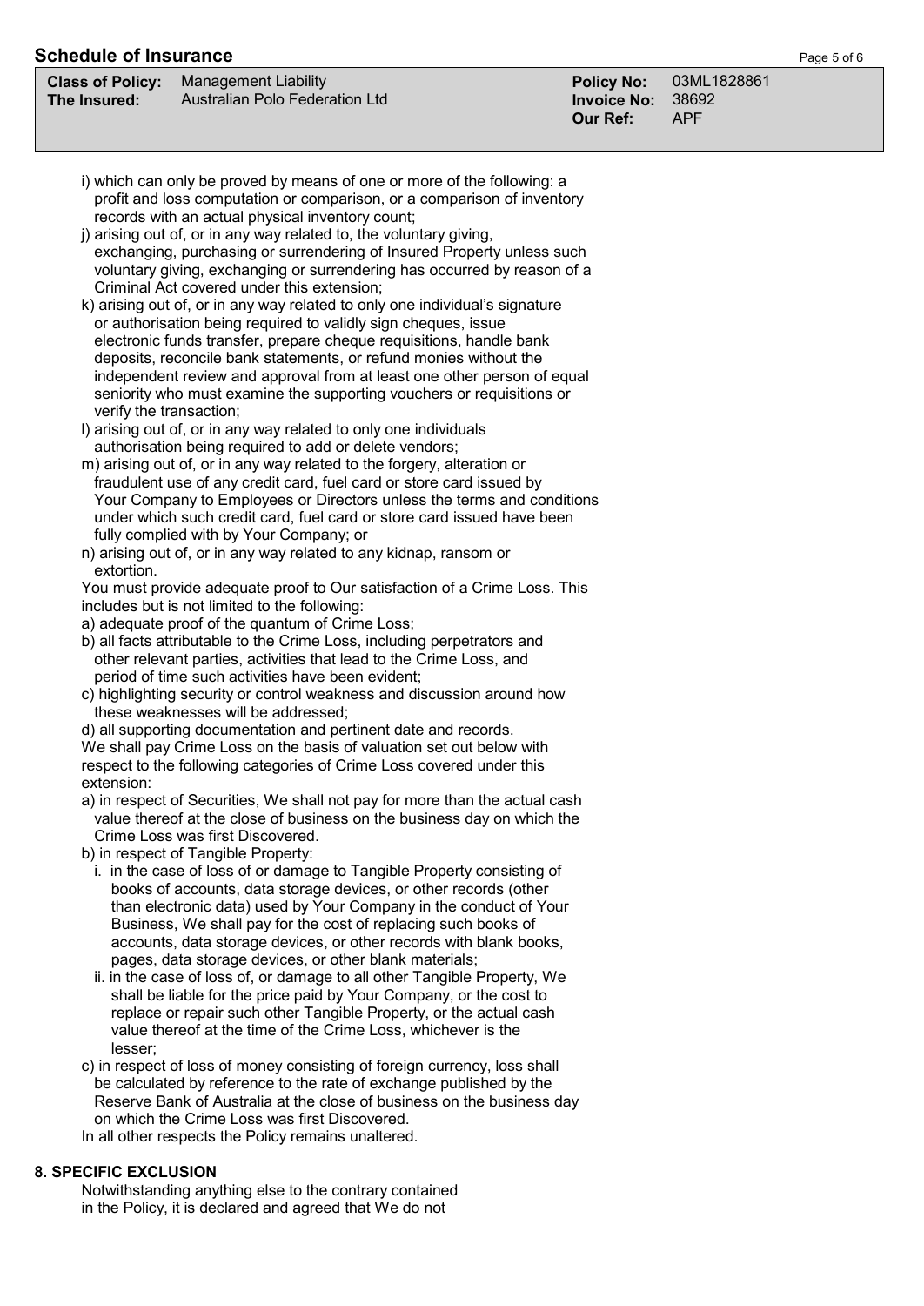i) which can only be proved by means of one or more of the following: a profit and loss computation or comparison, or a comparison of inventory records with an actual physical inventory count;

j) arising out of, or in any way related to, the voluntary giving, exchanging, purchasing or surrendering of Insured Property unless such voluntary giving, exchanging or surrendering has occurred by reason of a Criminal Act covered under this extension;

k) arising out of, or in any way related to only one individual's signature or authorisation being required to validly sign cheques, issue electronic funds transfer, prepare cheque requisitions, handle bank deposits, reconcile bank statements, or refund monies without the independent review and approval from at least one other person of equal seniority who must examine the supporting vouchers or requisitions or verify the transaction;

l) arising out of, or in any way related to only one individuals authorisation being required to add or delete vendors;

m) arising out of, or in any way related to the forgery, alteration or fraudulent use of any credit card, fuel card or store card issued by Your Company to Employees or Directors unless the terms and conditions under which such credit card, fuel card or store card issued have been fully complied with by Your Company; or

n) arising out of, or in any way related to any kidnap, ransom or extortion.

You must provide adequate proof to Our satisfaction of a Crime Loss. This includes but is not limited to the following:

a) adequate proof of the quantum of Crime Loss;

b) all facts attributable to the Crime Loss, including perpetrators and other relevant parties, activities that lead to the Crime Loss, and period of time such activities have been evident;

c) highlighting security or control weakness and discussion around how these weaknesses will be addressed;

d) all supporting documentation and pertinent date and records.

We shall pay Crime Loss on the basis of valuation set out below with respect to the following categories of Crime Loss covered under this extension:

a) in respect of Securities, We shall not pay for more than the actual cash value thereof at the close of business on the business day on which the Crime Loss was first Discovered.

b) in respect of Tangible Property:

   i. in the case of loss of or damage to Tangible Property consisting of books of accounts, data storage devices, or other records (other than electronic data) used by Your Company in the conduct of Your Business, We shall pay for the cost of replacing such books of accounts, data storage devices, or other records with blank books, pages, data storage devices, or other blank materials;

   ii. in the case of loss of, or damage to all other Tangible Property, We shall be liable for the price paid by Your Company, or the cost to replace or repair such other Tangible Property, or the actual cash value thereof at the time of the Crime Loss, whichever is the lesser;

c) in respect of loss of money consisting of foreign currency, loss shall be calculated by reference to the rate of exchange published by the Reserve Bank of Australia at the close of business on the business day on which the Crime Loss was first Discovered.

In all other respects the Policy remains unaltered.

## 8. SPECIFIC EXCLUSION

Notwithstanding anything else to the contrary contained in the Policy, it is declared and agreed that We do not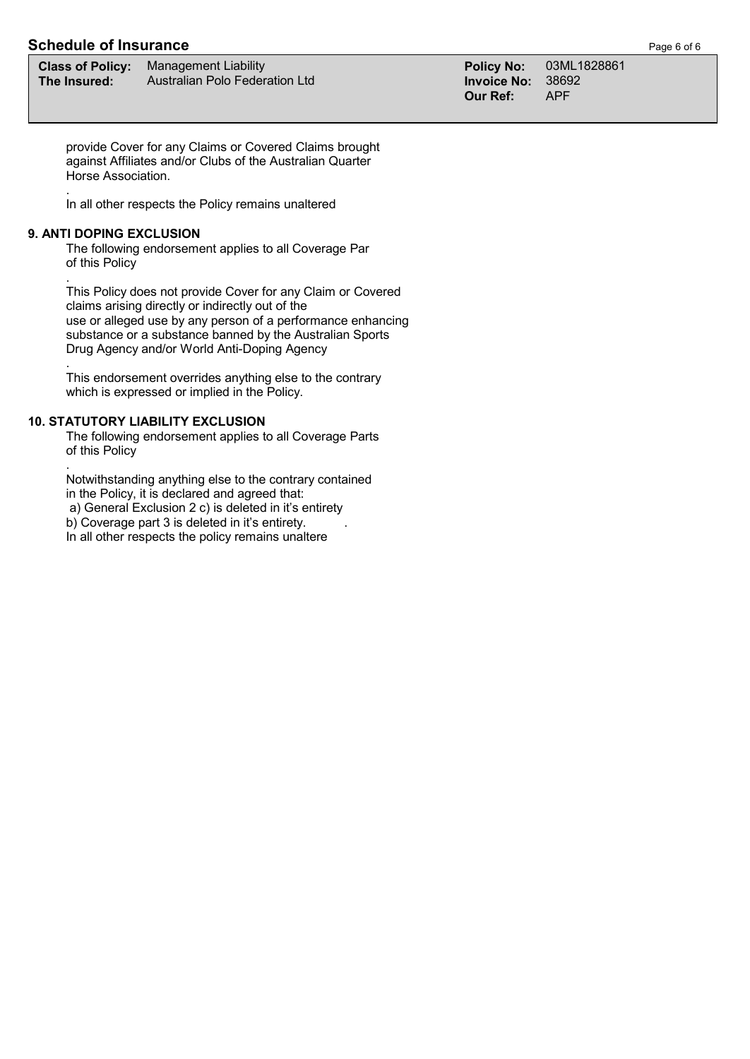provide Cover for any Claims or Covered Claims brought against Affiliates and/or Clubs of the Australian Quarter Horse Association.

.

In all other respects the Policy remains unaltered

**9. ANTI DOPING EXCLUSION**

The following endorsement applies to all Coverage Par of this Policy

.

This Policy does not provide Cover for any Claim or Covered claims arising directly or indirectly out of the use or alleged use by any person of a performance enhancing substance or a substance banned by the Australian Sports Drug Agency and/or World Anti-Doping Agency

.

This endorsement overrides anything else to the contrary which is expressed or implied in the Policy.

**10. STATUTORY LIABILITY EXCLUSION**

The following endorsement applies to all Coverage Parts of this Policy

.

Notwithstanding anything else to the contrary contained in the Policy, it is declared and agreed that:

a) General Exclusion 2 c) is deleted in it's entirety

b) Coverage part 3 is deleted in it's entirety. .

In all other respects the policy remains unaltere